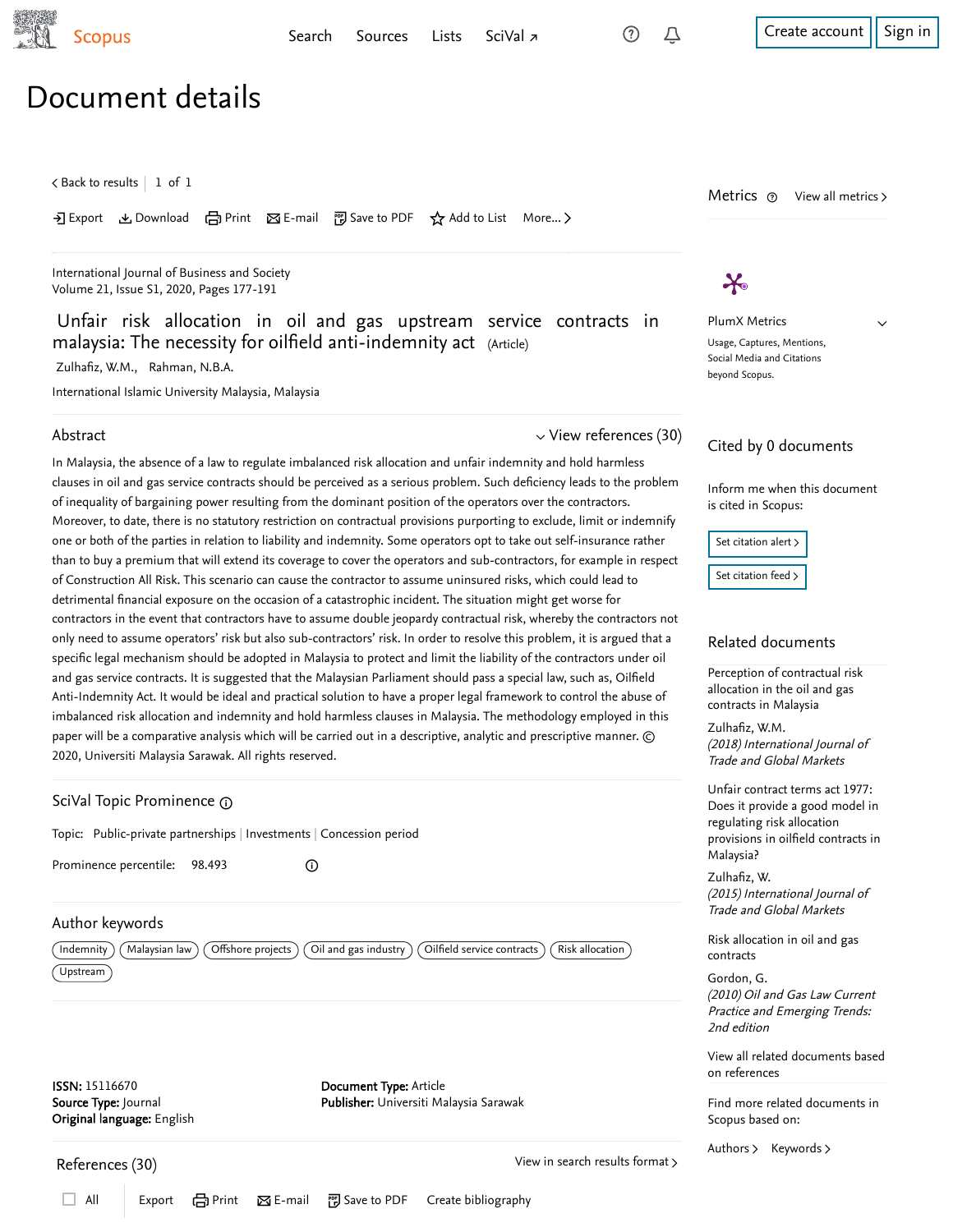# Document details

International Journal of Business and Society
Volume 21, Issue S1, 2020, Pages 177-191

## Unfair risk allocation in oil and gas upstream service contracts in malaysia: The necessity for oilfield anti-indemnity act (Article)

Zulhafiz, W.M., Rahman, N.B.A.

International Islamic University Malaysia, Malaysia

### Abstract

In Malaysia, the absence of a law to regulate imbalanced risk allocation and unfair indemnity and hold harmless clauses in oil and gas service contracts should be perceived as a serious problem. Such deficiency leads to the problem of inequality of bargaining power resulting from the dominant position of the operators over the contractors. Moreover, to date, there is no statutory restriction on contractual provisions purporting to exclude, limit or indemnify one or both of the parties in relation to liability and indemnity. Some operators opt to take out self-insurance rather than to buy a premium that will extend its coverage to cover the operators and sub-contractors, for example in respect of Construction All Risk. This scenario can cause the contractor to assume uninsured risks, which could lead to detrimental financial exposure on the occasion of a catastrophic incident. The situation might get worse for contractors in the event that contractors have to assume double jeopardy contractual risk, whereby the contractors not only need to assume operators' risk but also sub-contractors' risk. In order to resolve this problem, it is argued that a specific legal mechanism should be adopted in Malaysia to protect and limit the liability of the contractors under oil and gas service contracts. It is suggested that the Malaysian Parliament should pass a special law, such as, Oilfield Anti-Indemnity Act. It would be ideal and practical solution to have a proper legal framework to control the abuse of imbalanced risk allocation and indemnity and hold harmless clauses in Malaysia. The methodology employed in this paper will be a comparative analysis which will be carried out in a descriptive, analytic and prescriptive manner. © 2020, Universiti Malaysia Sarawak. All rights reserved.

### SciVal Topic Prominence

Topic: Public-private partnerships | Investments | Concession period

Prominence percentile: 98.493

### Author keywords

Indemnity, Malaysian law, Offshore projects, Oil and gas industry, Oilfield service contracts, Risk allocation, Upstream

**ISSN:** 15116670
**Source Type:** Journal
**Original language:** English
**Document Type:** Article
**Publisher:** Universiti Malaysia Sarawak

### References (30)

### Metrics

PlumX Metrics

Usage, Captures, Mentions, Social Media and Citations beyond Scopus.

### Cited by 0 documents

Inform me when this document is cited in Scopus:

### Related documents

Perception of contractual risk allocation in the oil and gas contracts in Malaysia
Zulhafiz, W.M.
*(2018) International Journal of Trade and Global Markets*

Unfair contract terms act 1977: Does it provide a good model in regulating risk allocation provisions in oilfield contracts in Malaysia?
Zulhafiz, W.
*(2015) International Journal of Trade and Global Markets*

Risk allocation in oil and gas contracts
Gordon, G.
*(2010) Oil and Gas Law Current Practice and Emerging Trends: 2nd edition*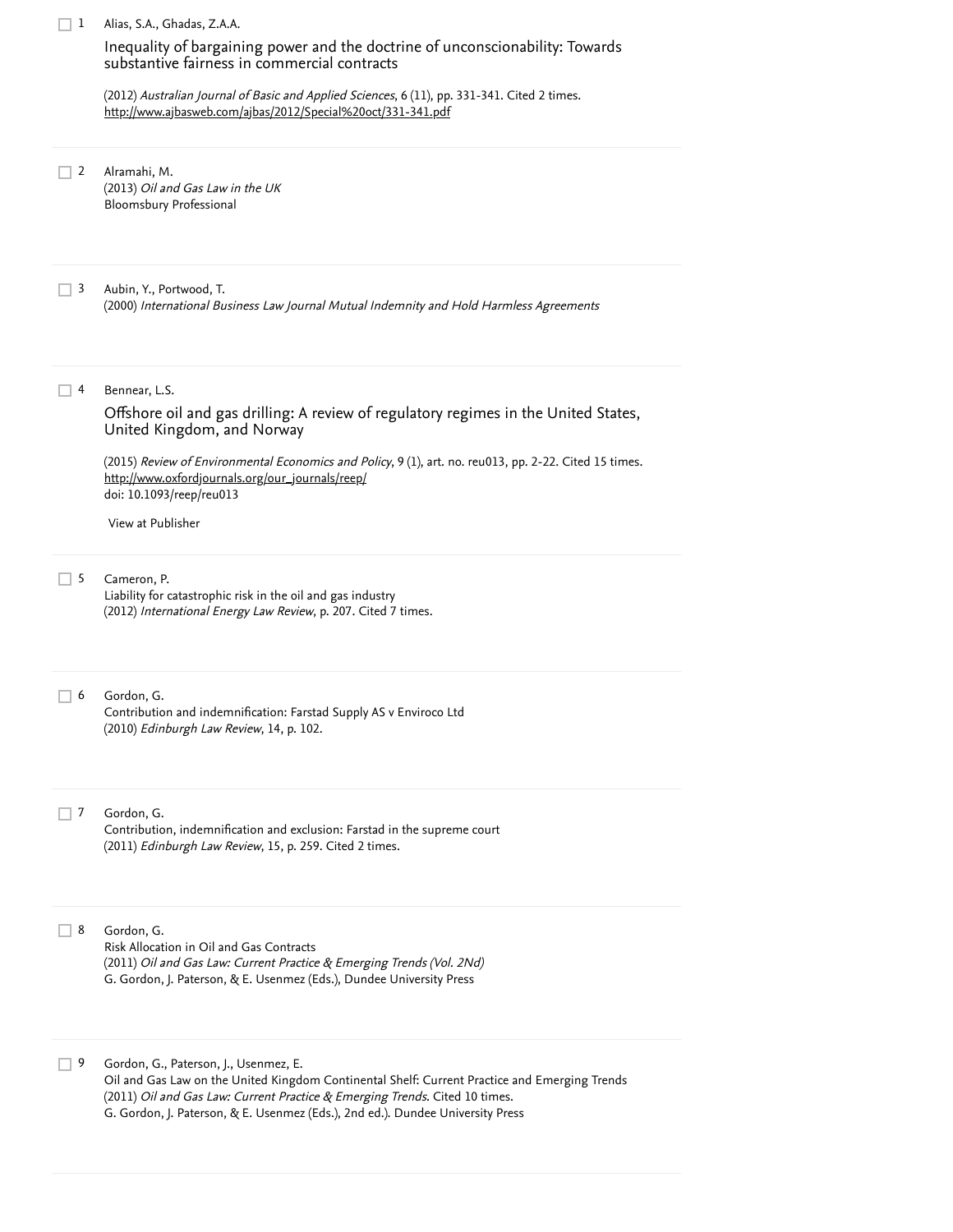1. Alias, S.A., Ghadas, Z.A.A.

   Inequality of bargaining power and the doctrine of unconscionability: Towards substantive fairness in commercial contracts

   (2012) *Australian Journal of Basic and Applied Sciences*, 6 (11), pp. 331-341. Cited 2 times.
   http://www.ajbasweb.com/ajbas/2012/Special%20oct/331-341.pdf

2. Alramahi, M.

   (2013) *Oil and Gas Law in the UK*
   Bloomsbury Professional

3. Aubin, Y., Portwood, T.

   (2000) *International Business Law Journal Mutual Indemnity and Hold Harmless Agreements*

4. Bennear, L.S.

   Offshore oil and gas drilling: A review of regulatory regimes in the United States, United Kingdom, and Norway

   (2015) *Review of Environmental Economics and Policy*, 9 (1), art. no. reu013, pp. 2-22. Cited 15 times.
   http://www.oxfordjournals.org/our_journals/reep/
   doi: 10.1093/reep/reu013

   View at Publisher

5. Cameron, P.

   Liability for catastrophic risk in the oil and gas industry
   (2012) *International Energy Law Review*, p. 207. Cited 7 times.

6. Gordon, G.

   Contribution and indemnification: Farstad Supply AS v Enviroco Ltd
   (2010) *Edinburgh Law Review*, 14, p. 102.

7. Gordon, G.

   Contribution, indemnification and exclusion: Farstad in the supreme court
   (2011) *Edinburgh Law Review*, 15, p. 259. Cited 2 times.

8. Gordon, G.

   Risk Allocation in Oil and Gas Contracts
   (2011) *Oil and Gas Law: Current Practice & Emerging Trends (Vol. 2Nd)*
   G. Gordon, J. Paterson, & E. Usenmez (Eds.), Dundee University Press

9. Gordon, G., Paterson, J., Usenmez, E.

   Oil and Gas Law on the United Kingdom Continental Shelf: Current Practice and Emerging Trends
   (2011) *Oil and Gas Law: Current Practice & Emerging Trends*. Cited 10 times.
   G. Gordon, J. Paterson, & E. Usenmez (Eds.), 2nd ed.). Dundee University Press